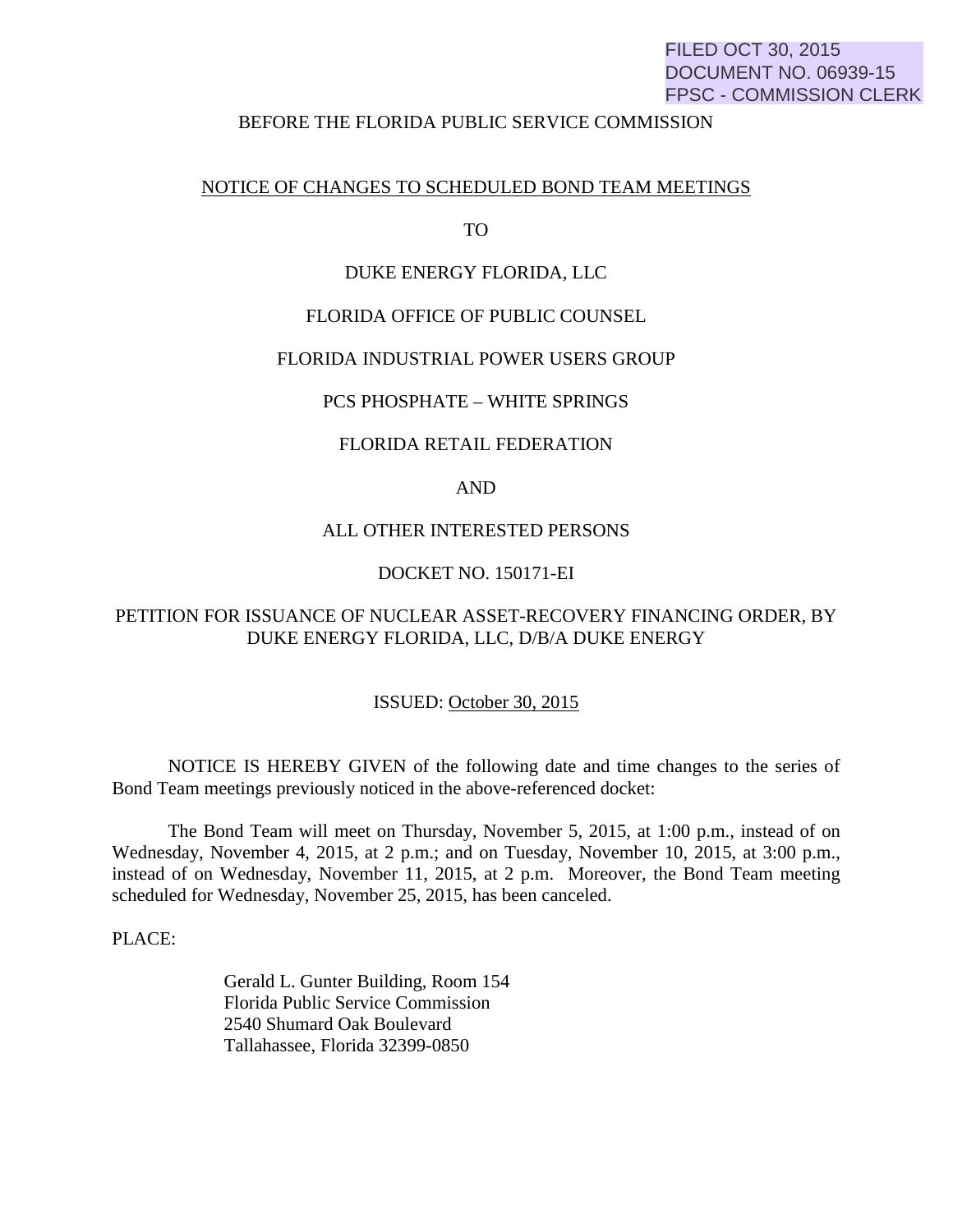FILED OCT 30, 2015
DOCUMENT NO. 06939-15
FPSC - COMMISSION CLERK

BEFORE THE FLORIDA PUBLIC SERVICE COMMISSION

NOTICE OF CHANGES TO SCHEDULED BOND TEAM MEETINGS

TO

DUKE ENERGY FLORIDA, LLC

FLORIDA OFFICE OF PUBLIC COUNSEL

FLORIDA INDUSTRIAL POWER USERS GROUP

PCS PHOSPHATE – WHITE SPRINGS

FLORIDA RETAIL FEDERATION

AND

ALL OTHER INTERESTED PERSONS

DOCKET NO. 150171-EI

PETITION FOR ISSUANCE OF NUCLEAR ASSET-RECOVERY FINANCING ORDER, BY DUKE ENERGY FLORIDA, LLC, D/B/A DUKE ENERGY

ISSUED: October 30, 2015

NOTICE IS HEREBY GIVEN of the following date and time changes to the series of Bond Team meetings previously noticed in the above-referenced docket:

The Bond Team will meet on Thursday, November 5, 2015, at 1:00 p.m., instead of on Wednesday, November 4, 2015, at 2 p.m.; and on Tuesday, November 10, 2015, at 3:00 p.m., instead of on Wednesday, November 11, 2015, at 2 p.m. Moreover, the Bond Team meeting scheduled for Wednesday, November 25, 2015, has been canceled.

PLACE:

Gerald L. Gunter Building, Room 154
Florida Public Service Commission
2540 Shumard Oak Boulevard
Tallahassee, Florida 32399-0850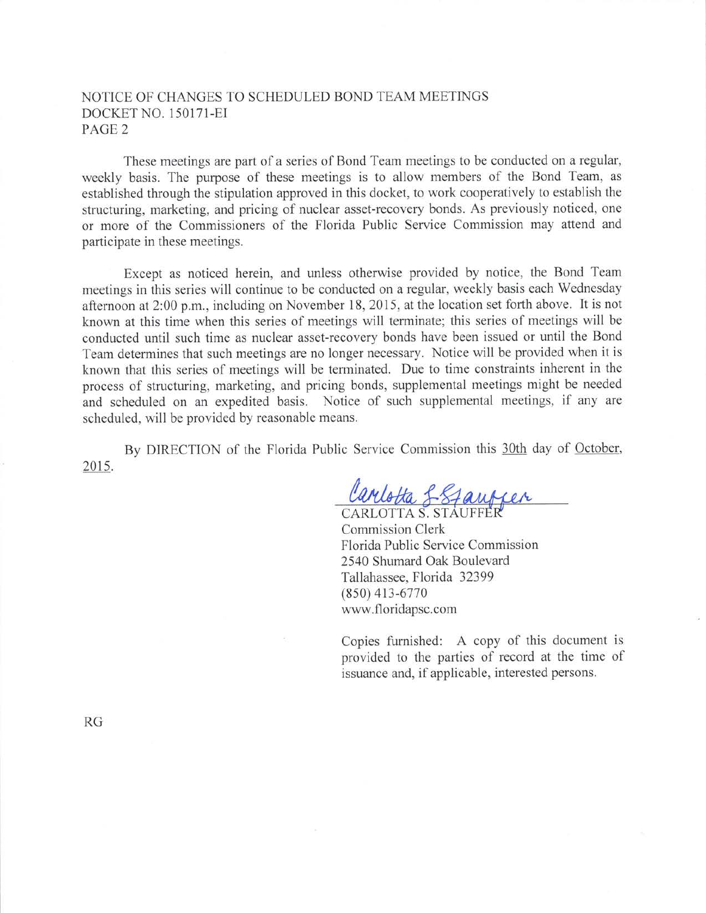These meetings are part of a series of Bond Team meetings to be conducted on a regular, weekly basis. The purpose of these meetings is to allow members of the Bond Team, as established through the stipulation approved in this docket, to work cooperatively to establish the structuring, marketing, and pricing of nuclear asset-recovery bonds. As previously noticed, one or more of the Commissioners of the Florida Public Service Commission may attend and participate in these meetings.

Except as noticed herein, and unless otherwise provided by notice, the Bond Team meetings in this series will continue to be conducted on a regular, weekly basis each Wednesday afternoon at 2:00 p.m., including on November 18, 2015, at the location set forth above. It is not known at this time when this series of meetings will terminate; this series of meetings will be conducted until such time as nuclear asset-recovery bonds have been issued or until the Bond Team determines that such meetings are no longer necessary. Notice will be provided when it is known that this series of meetings will be terminated. Due to time constraints inherent in the process of structuring, marketing, and pricing bonds, supplemental meetings might be needed and scheduled on an expedited basis. Notice of such supplemental meetings, if any are scheduled, will be provided by reasonable means.

By DIRECTION of the Florida Public Service Commission this 30th day of October, 2015.

Carlotta S. Stauffer

CARLOTTA S. STAUFFER
Commission Clerk
Florida Public Service Commission
2540 Shumard Oak Boulevard
Tallahassee, Florida 32399
(850) 413-6770
www.floridapsc.com

Copies furnished: A copy of this document is provided to the parties of record at the time of issuance and, if applicable, interested persons.

RG